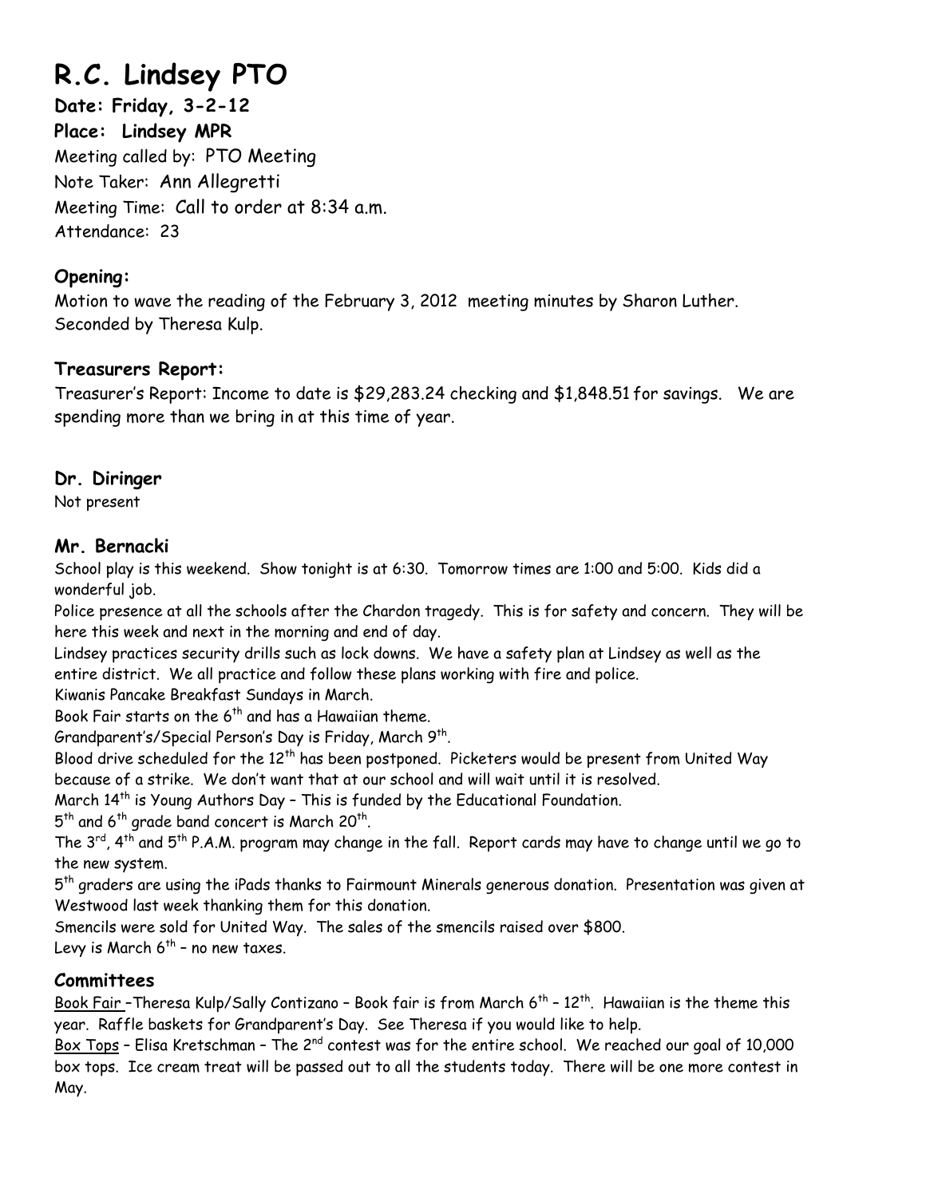# R.C. Lindsey PTO

**Date: Friday, 3-2-12**
**Place: Lindsey MPR**
Meeting called by: PTO Meeting
Note Taker: Ann Allegretti
Meeting Time: Call to order at 8:34 a.m.
Attendance: 23

## Opening:

Motion to wave the reading of the February 3, 2012 meeting minutes by Sharon Luther.
Seconded by Theresa Kulp.

## Treasurers Report:

Treasurer's Report: Income to date is $29,283.24 checking and $1,848.51 for savings. We are spending more than we bring in at this time of year.

## Dr. Diringer

Not present

## Mr. Bernacki

School play is this weekend. Show tonight is at 6:30. Tomorrow times are 1:00 and 5:00. Kids did a wonderful job.
Police presence at all the schools after the Chardon tragedy. This is for safety and concern. They will be here this week and next in the morning and end of day.
Lindsey practices security drills such as lock downs. We have a safety plan at Lindsey as well as the entire district. We all practice and follow these plans working with fire and police.
Kiwanis Pancake Breakfast Sundays in March.
Book Fair starts on the 6th and has a Hawaiian theme.
Grandparent's/Special Person's Day is Friday, March 9th.
Blood drive scheduled for the 12th has been postponed. Picketers would be present from United Way because of a strike. We don't want that at our school and will wait until it is resolved.
March 14th is Young Authors Day – This is funded by the Educational Foundation.
5th and 6th grade band concert is March 20th.
The 3rd, 4th and 5th P.A.M. program may change in the fall. Report cards may have to change until we go to the new system.
5th graders are using the iPads thanks to Fairmount Minerals generous donation. Presentation was given at Westwood last week thanking them for this donation.
Smencils were sold for United Way. The sales of the smencils raised over $800.
Levy is March 6th – no new taxes.

## Committees

Book Fair –Theresa Kulp/Sally Contizano – Book fair is from March 6th – 12th. Hawaiian is the theme this year. Raffle baskets for Grandparent's Day. See Theresa if you would like to help.
Box Tops – Elisa Kretschman – The 2nd contest was for the entire school. We reached our goal of 10,000 box tops. Ice cream treat will be passed out to all the students today. There will be one more contest in May.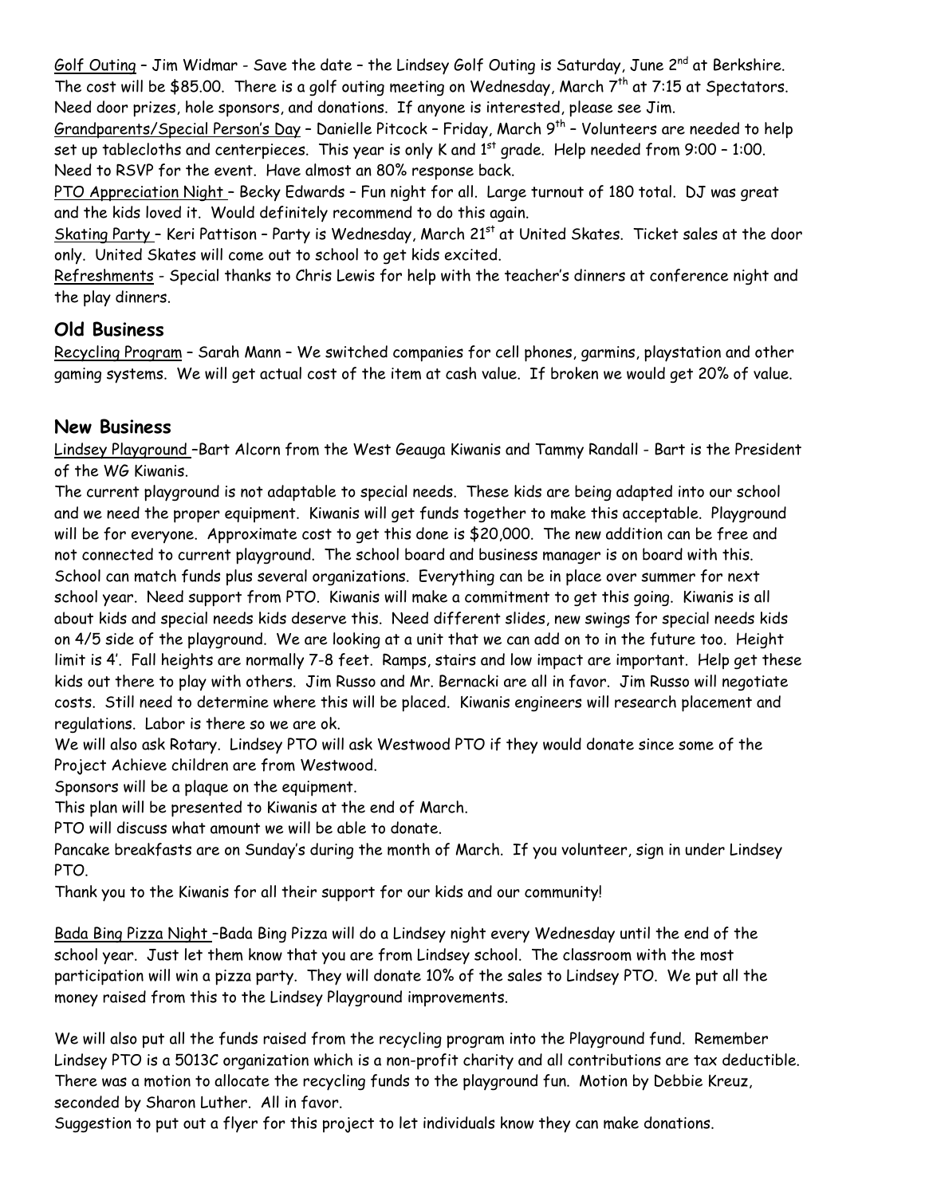Golf Outing – Jim Widmar - Save the date – the Lindsey Golf Outing is Saturday, June 2nd at Berkshire. The cost will be $85.00. There is a golf outing meeting on Wednesday, March 7th at 7:15 at Spectators. Need door prizes, hole sponsors, and donations. If anyone is interested, please see Jim.

Grandparents/Special Person's Day – Danielle Pitcock – Friday, March 9th – Volunteers are needed to help set up tablecloths and centerpieces. This year is only K and 1st grade. Help needed from 9:00 – 1:00. Need to RSVP for the event. Have almost an 80% response back.

PTO Appreciation Night – Becky Edwards – Fun night for all. Large turnout of 180 total. DJ was great and the kids loved it. Would definitely recommend to do this again.

Skating Party – Keri Pattison – Party is Wednesday, March 21st at United Skates. Ticket sales at the door only. United Skates will come out to school to get kids excited.

Refreshments - Special thanks to Chris Lewis for help with the teacher's dinners at conference night and the play dinners.

## Old Business

Recycling Program – Sarah Mann – We switched companies for cell phones, garmins, playstation and other gaming systems. We will get actual cost of the item at cash value. If broken we would get 20% of value.

## New Business

Lindsey Playground –Bart Alcorn from the West Geauga Kiwanis and Tammy Randall - Bart is the President of the WG Kiwanis.

The current playground is not adaptable to special needs. These kids are being adapted into our school and we need the proper equipment. Kiwanis will get funds together to make this acceptable. Playground will be for everyone. Approximate cost to get this done is $20,000. The new addition can be free and not connected to current playground. The school board and business manager is on board with this. School can match funds plus several organizations. Everything can be in place over summer for next school year. Need support from PTO. Kiwanis will make a commitment to get this going. Kiwanis is all about kids and special needs kids deserve this. Need different slides, new swings for special needs kids on 4/5 side of the playground. We are looking at a unit that we can add on to in the future too. Height limit is 4'. Fall heights are normally 7-8 feet. Ramps, stairs and low impact are important. Help get these kids out there to play with others. Jim Russo and Mr. Bernacki are all in favor. Jim Russo will negotiate costs. Still need to determine where this will be placed. Kiwanis engineers will research placement and regulations. Labor is there so we are ok.

We will also ask Rotary. Lindsey PTO will ask Westwood PTO if they would donate since some of the Project Achieve children are from Westwood.

Sponsors will be a plaque on the equipment.

This plan will be presented to Kiwanis at the end of March.

PTO will discuss what amount we will be able to donate.

Pancake breakfasts are on Sunday's during the month of March. If you volunteer, sign in under Lindsey PTO.

Thank you to the Kiwanis for all their support for our kids and our community!

Bada Bing Pizza Night –Bada Bing Pizza will do a Lindsey night every Wednesday until the end of the school year. Just let them know that you are from Lindsey school. The classroom with the most participation will win a pizza party. They will donate 10% of the sales to Lindsey PTO. We put all the money raised from this to the Lindsey Playground improvements.

We will also put all the funds raised from the recycling program into the Playground fund. Remember Lindsey PTO is a 5013C organization which is a non-profit charity and all contributions are tax deductible. There was a motion to allocate the recycling funds to the playground fun. Motion by Debbie Kreuz, seconded by Sharon Luther. All in favor.

Suggestion to put out a flyer for this project to let individuals know they can make donations.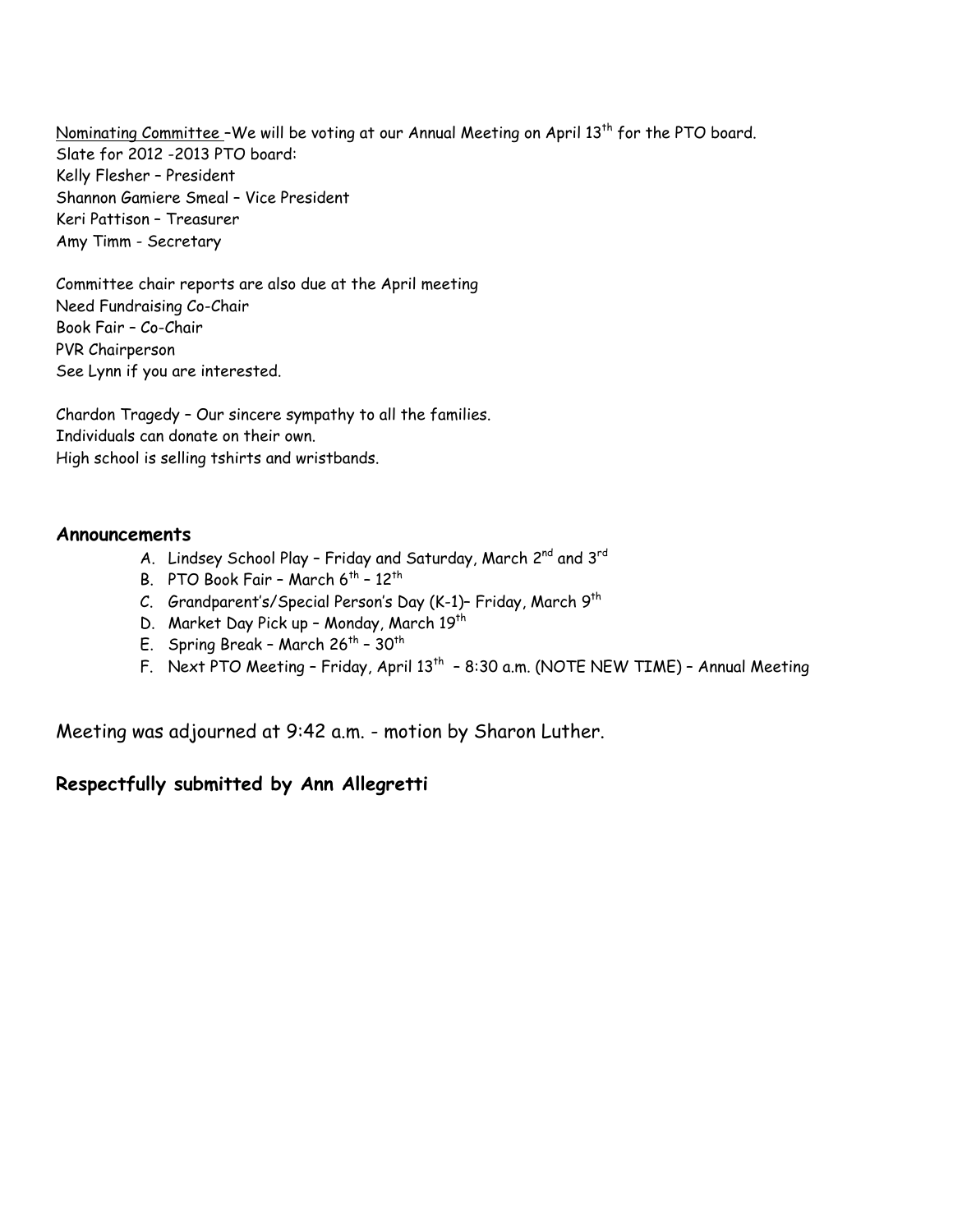Nominating Committee –We will be voting at our Annual Meeting on April 13th for the PTO board.
Slate for 2012 -2013 PTO board:
Kelly Flesher – President
Shannon Gamiere Smeal – Vice President
Keri Pattison – Treasurer
Amy Timm - Secretary

Committee chair reports are also due at the April meeting
Need Fundraising Co-Chair
Book Fair – Co-Chair
PVR Chairperson
See Lynn if you are interested.

Chardon Tragedy – Our sincere sympathy to all the families.
Individuals can donate on their own.
High school is selling tshirts and wristbands.

### Announcements

A. Lindsey School Play – Friday and Saturday, March 2nd and 3rd
B. PTO Book Fair – March 6th – 12th
C. Grandparent's/Special Person's Day (K-1)– Friday, March 9th
D. Market Day Pick up – Monday, March 19th
E. Spring Break – March 26th – 30th
F. Next PTO Meeting – Friday, April 13th – 8:30 a.m. (NOTE NEW TIME) – Annual Meeting

Meeting was adjourned at 9:42 a.m. - motion by Sharon Luther.

**Respectfully submitted by Ann Allegretti**